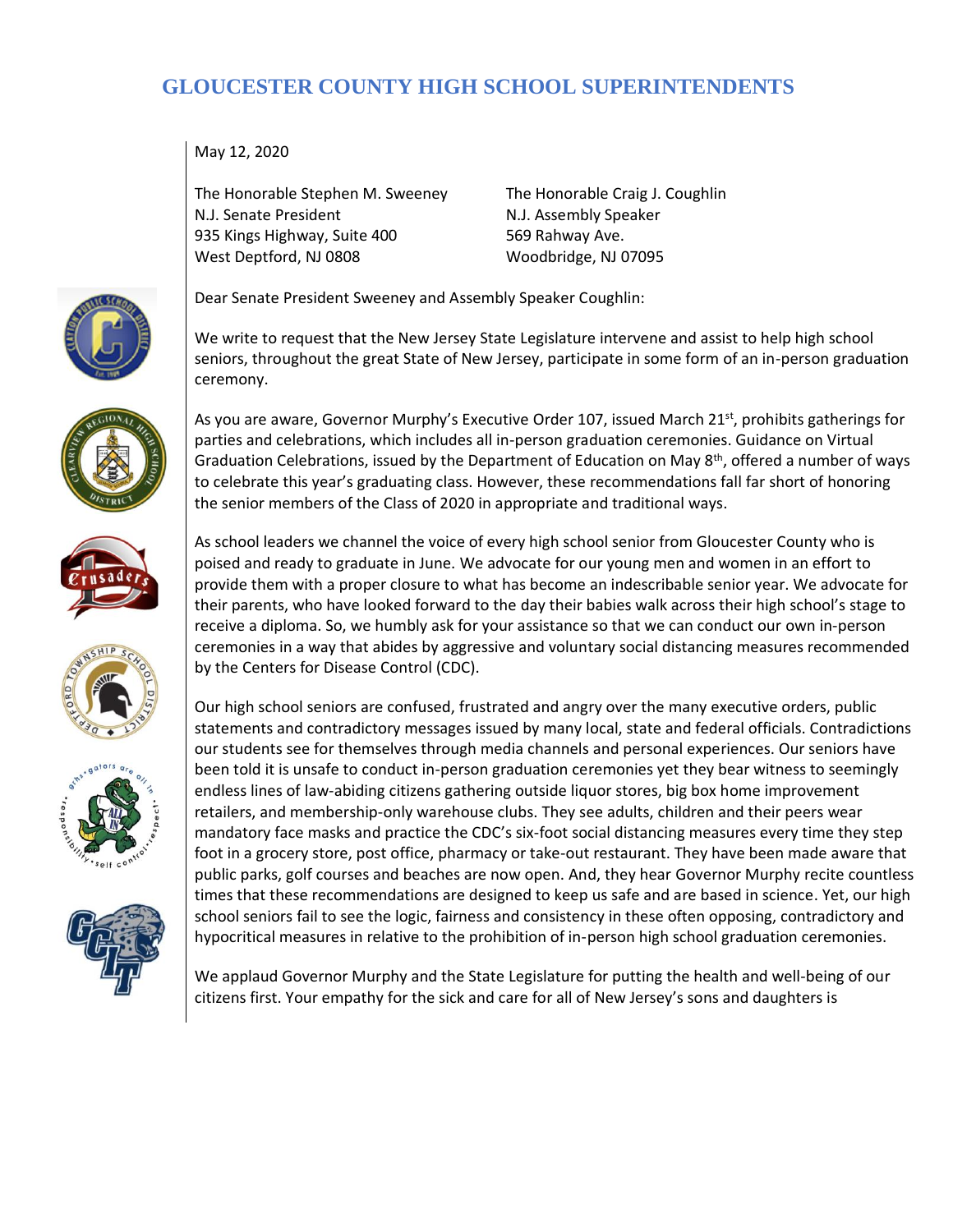# GLOUCESTER COUNTY HIGH SCHOOL SUPERINTENDENTS

May 12, 2020

The Honorable Stephen M. Sweeney
N.J. Senate President
935 Kings Highway, Suite 400
West Deptford, NJ 0808

The Honorable Craig J. Coughlin
N.J. Assembly Speaker
569 Rahway Ave.
Woodbridge, NJ 07095

Dear Senate President Sweeney and Assembly Speaker Coughlin:

We write to request that the New Jersey State Legislature intervene and assist to help high school seniors, throughout the great State of New Jersey, participate in some form of an in-person graduation ceremony.

As you are aware, Governor Murphy's Executive Order 107, issued March 21st, prohibits gatherings for parties and celebrations, which includes all in-person graduation ceremonies. Guidance on Virtual Graduation Celebrations, issued by the Department of Education on May 8th, offered a number of ways to celebrate this year's graduating class. However, these recommendations fall far short of honoring the senior members of the Class of 2020 in appropriate and traditional ways.

As school leaders we channel the voice of every high school senior from Gloucester County who is poised and ready to graduate in June. We advocate for our young men and women in an effort to provide them with a proper closure to what has become an indescribable senior year. We advocate for their parents, who have looked forward to the day their babies walk across their high school's stage to receive a diploma. So, we humbly ask for your assistance so that we can conduct our own in-person ceremonies in a way that abides by aggressive and voluntary social distancing measures recommended by the Centers for Disease Control (CDC).

Our high school seniors are confused, frustrated and angry over the many executive orders, public statements and contradictory messages issued by many local, state and federal officials. Contradictions our students see for themselves through media channels and personal experiences. Our seniors have been told it is unsafe to conduct in-person graduation ceremonies yet they bear witness to seemingly endless lines of law-abiding citizens gathering outside liquor stores, big box home improvement retailers, and membership-only warehouse clubs. They see adults, children and their peers wear mandatory face masks and practice the CDC's six-foot social distancing measures every time they step foot in a grocery store, post office, pharmacy or take-out restaurant. They have been made aware that public parks, golf courses and beaches are now open. And, they hear Governor Murphy recite countless times that these recommendations are designed to keep us safe and are based in science. Yet, our high school seniors fail to see the logic, fairness and consistency in these often opposing, contradictory and hypocritical measures in relative to the prohibition of in-person high school graduation ceremonies.

We applaud Governor Murphy and the State Legislature for putting the health and well-being of our citizens first. Your empathy for the sick and care for all of New Jersey's sons and daughters is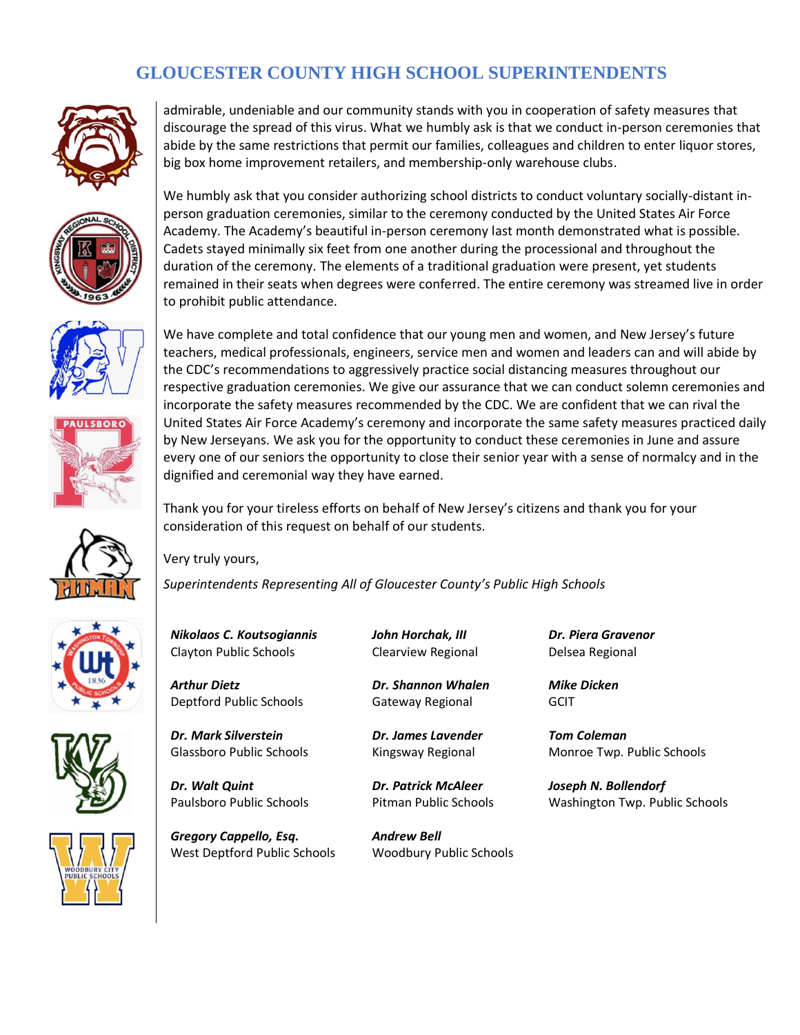# GLOUCESTER COUNTY HIGH SCHOOL SUPERINTENDENTS

admirable, undeniable and our community stands with you in cooperation of safety measures that discourage the spread of this virus. What we humbly ask is that we conduct in-person ceremonies that abide by the same restrictions that permit our families, colleagues and children to enter liquor stores, big box home improvement retailers, and membership-only warehouse clubs.

We humbly ask that you consider authorizing school districts to conduct voluntary socially-distant in-person graduation ceremonies, similar to the ceremony conducted by the United States Air Force Academy. The Academy's beautiful in-person ceremony last month demonstrated what is possible. Cadets stayed minimally six feet from one another during the processional and throughout the duration of the ceremony. The elements of a traditional graduation were present, yet students remained in their seats when degrees were conferred. The entire ceremony was streamed live in order to prohibit public attendance.

We have complete and total confidence that our young men and women, and New Jersey's future teachers, medical professionals, engineers, service men and women and leaders can and will abide by the CDC's recommendations to aggressively practice social distancing measures throughout our respective graduation ceremonies. We give our assurance that we can conduct solemn ceremonies and incorporate the safety measures recommended by the CDC. We are confident that we can rival the United States Air Force Academy's ceremony and incorporate the same safety measures practiced daily by New Jerseyans. We ask you for the opportunity to conduct these ceremonies in June and assure every one of our seniors the opportunity to close their senior year with a sense of normalcy and in the dignified and ceremonial way they have earned.

Thank you for your tireless efforts on behalf of New Jersey's citizens and thank you for your consideration of this request on behalf of our students.

Very truly yours,

*Superintendents Representing All of Gloucester County's Public High Schools*

***Nikolaos C. Koutsogiannis***
Clayton Public Schools

***John Horchak, III***
Clearview Regional

***Dr. Piera Gravenor***
Delsea Regional

***Arthur Dietz***
Deptford Public Schools

***Dr. Shannon Whalen***
Gateway Regional

***Mike Dicken***
GCIT

***Dr. Mark Silverstein***
Glassboro Public Schools

***Dr. James Lavender***
Kingsway Regional

***Tom Coleman***
Monroe Twp. Public Schools

***Dr. Walt Quint***
Paulsboro Public Schools

***Dr. Patrick McAleer***
Pitman Public Schools

***Joseph N. Bollendorf***
Washington Twp. Public Schools

***Gregory Cappello, Esq.***
West Deptford Public Schools

***Andrew Bell***
Woodbury Public Schools